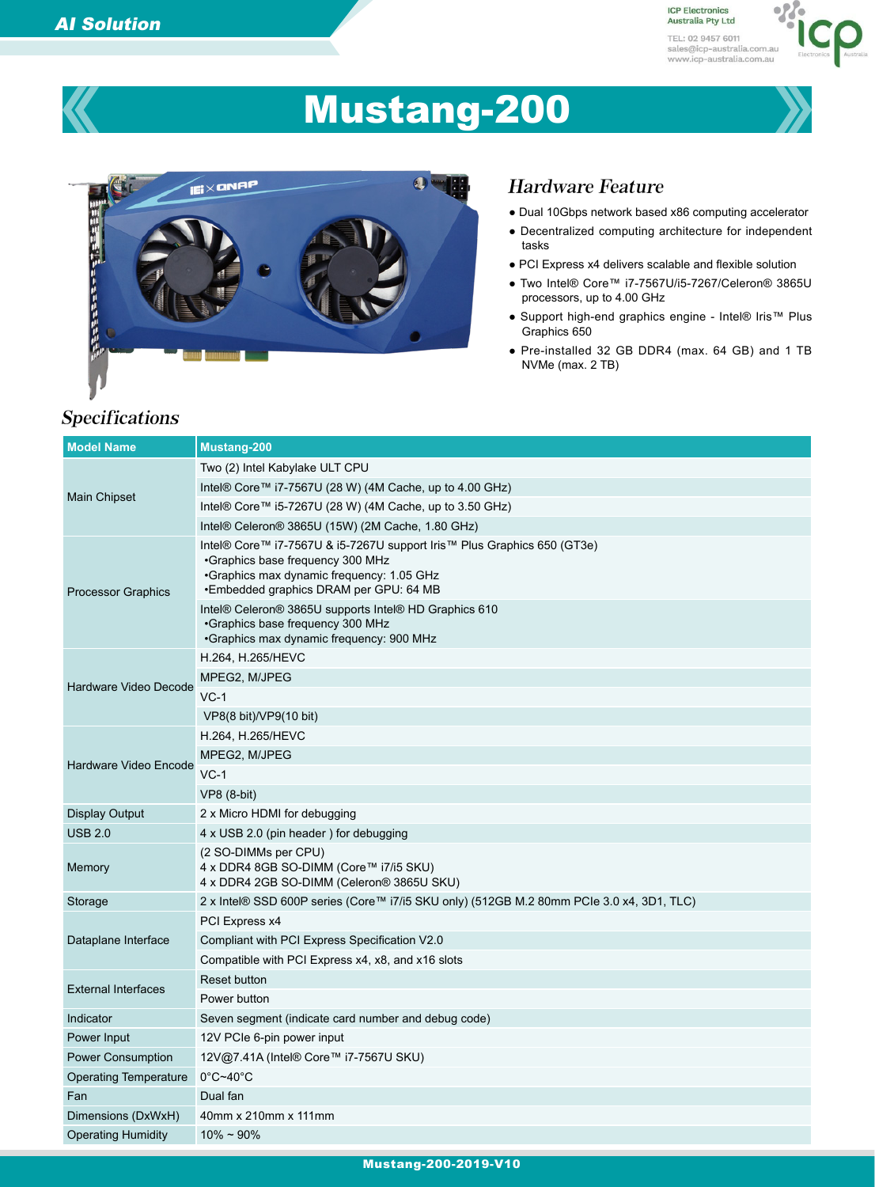# Mustang-200

## Hardware Feature

- Dual 10Gbps network based x86 computing accelerator
- Decentralized computing architecture for independent tasks
- PCI Express x4 delivers scalable and flexible solution
- Two Intel® Core™ i7-7567U/i5-7267/Celeron® 3865U processors, up to 4.00 GHz
- Support high-end graphics engine - Intel® Iris™ Plus Graphics 650
- Pre-installed 32 GB DDR4 (max. 64 GB) and 1 TB NVMe (max. 2 TB)

## Specifications

| Model Name | Mustang-200 |
|---|---|
| Main Chipset | Two (2) Intel Kabylake ULT CPU |
| | Intel® Core™ i7-7567U (28 W) (4M Cache, up to 4.00 GHz) |
| | Intel® Core™ i5-7267U (28 W) (4M Cache, up to 3.50 GHz) |
| | Intel® Celeron® 3865U (15W) (2M Cache, 1.80 GHz) |
| Processor Graphics | Intel® Core™ i7-7567U & i5-7267U support Iris™ Plus Graphics 650 (GT3e)<br>•Graphics base frequency 300 MHz<br>•Graphics max dynamic frequency: 1.05 GHz<br>•Embedded graphics DRAM per GPU: 64 MB |
| | Intel® Celeron® 3865U supports Intel® HD Graphics 610<br>•Graphics base frequency 300 MHz<br>•Graphics max dynamic frequency: 900 MHz |
| Hardware Video Decode | H.264, H.265/HEVC |
| | MPEG2, M/JPEG |
| | VC-1 |
| | VP8(8 bit)/VP9(10 bit) |
| Hardware Video Encode | H.264, H.265/HEVC |
| | MPEG2, M/JPEG |
| | VC-1 |
| | VP8 (8-bit) |
| Display Output | 2 x Micro HDMI for debugging |
| USB 2.0 | 4 x USB 2.0 (pin header ) for debugging |
| Memory | (2 SO-DIMMs per CPU)<br>4 x DDR4 8GB SO-DIMM (Core™ i7/i5 SKU)<br>4 x DDR4 2GB SO-DIMM (Celeron® 3865U SKU) |
| Storage | 2 x Intel® SSD 600P series (Core™ i7/i5 SKU only) (512GB M.2 80mm PCIe 3.0 x4, 3D1, TLC) |
| Dataplane Interface | PCI Express x4 |
| | Compliant with PCI Express Specification V2.0 |
| | Compatible with PCI Express x4, x8, and x16 slots |
| External Interfaces | Reset button |
| | Power button |
| Indicator | Seven segment (indicate card number and debug code) |
| Power Input | 12V PCIe 6-pin power input |
| Power Consumption | 12V@7.41A (Intel® Core™ i7-7567U SKU) |
| Operating Temperature | 0°C~40°C |
| Fan | Dual fan |
| Dimensions (DxWxH) | 40mm x 210mm x 111mm |
| Operating Humidity | 10% ~ 90% |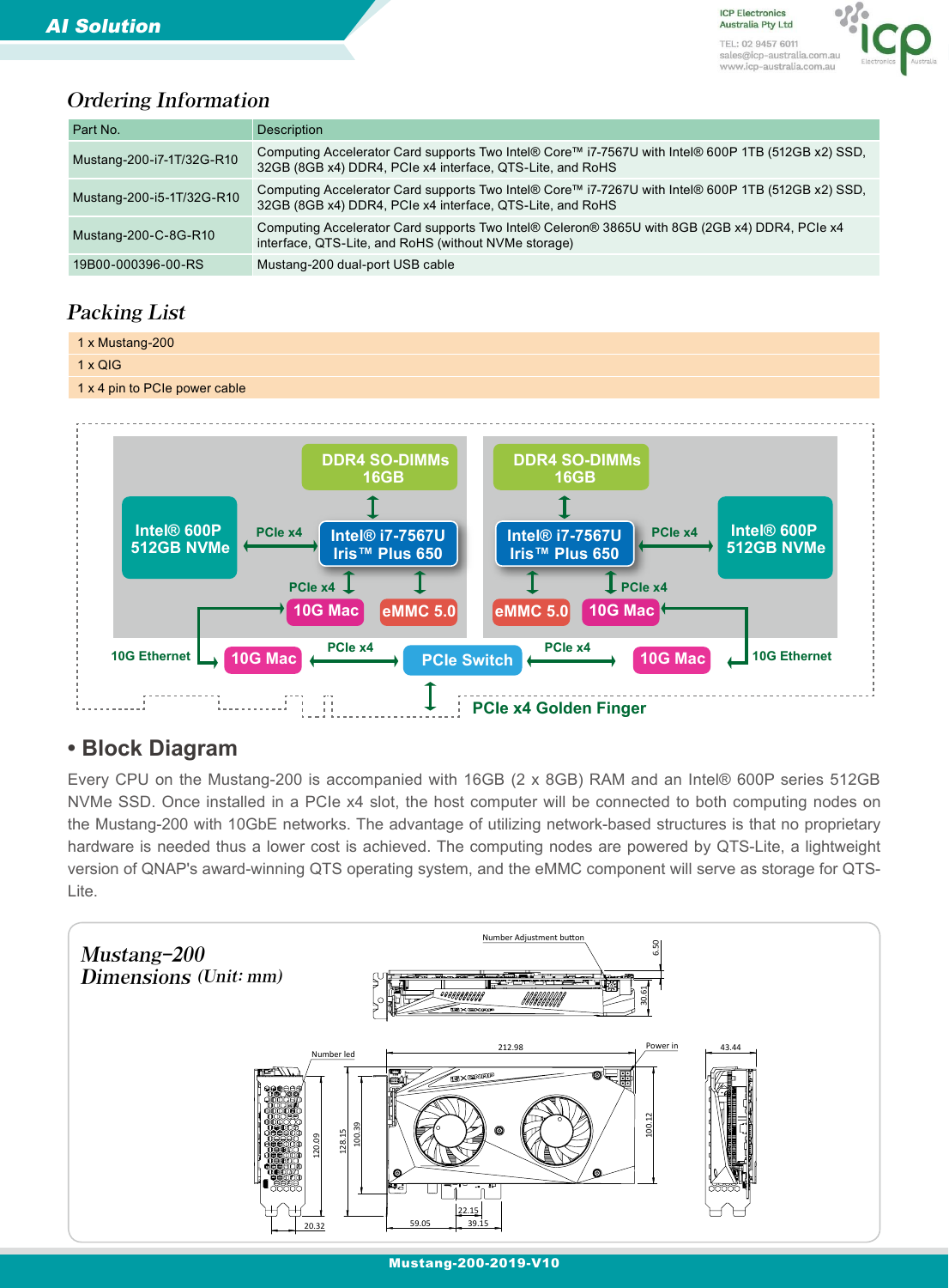## Ordering Information

| Part No. | Description |
|---|---|
| Mustang-200-i7-1T/32G-R10 | Computing Accelerator Card supports Two Intel® Core™ i7-7567U with Intel® 600P 1TB (512GB x2) SSD, 32GB (8GB x4) DDR4, PCIe x4 interface, QTS-Lite, and RoHS |
| Mustang-200-i5-1T/32G-R10 | Computing Accelerator Card supports Two Intel® Core™ i7-7267U with Intel® 600P 1TB (512GB x2) SSD, 32GB (8GB x4) DDR4, PCIe x4 interface, QTS-Lite, and RoHS |
| Mustang-200-C-8G-R10 | Computing Accelerator Card supports Two Intel® Celeron® 3865U with 8GB (2GB x4) DDR4, PCIe x4 interface, QTS-Lite, and RoHS (without NVMe storage) |
| 19B00-000396-00-RS | Mustang-200 dual-port USB cable |

## Packing List

| |
|---|
| 1 x Mustang-200 |
| 1 x QIG |
| 1 x 4 pin to PCIe power cable |

DDR4 SO-DIMMs 16GB
Intel® 600P 512GB NVMe
PCIe x4
Intel® i7-7567U Iris™ Plus 650
PCIe x4
10G Mac
eMMC 5.0
DDR4 SO-DIMMs 16GB
Intel® i7-7567U Iris™ Plus 650
PCIe x4
Intel® 600P 512GB NVMe
eMMC 5.0
10G Mac
PCIe x4
10G Ethernet
10G Mac
PCIe x4
PCIe Switch
PCIe x4
10G Mac
10G Ethernet
PCIe x4 Golden Finger

## • Block Diagram

Every CPU on the Mustang-200 is accompanied with 16GB (2 x 8GB) RAM and an Intel® 600P series 512GB NVMe SSD. Once installed in a PCIe x4 slot, the host computer will be connected to both computing nodes on the Mustang-200 with 10GbE networks. The advantage of utilizing network-based structures is that no proprietary hardware is needed thus a lower cost is achieved. The computing nodes are powered by QTS-Lite, a lightweight version of QNAP's award-winning QTS operating system, and the eMMC component will serve as storage for QTS-Lite.

***Mustang-200 Dimensions*** *(Unit: mm)*

Number Adjustment button
6.50
30.61
Number led
212.98
Power in
43.44
120.09
128.15
100.39
100.12
20.32
59.05
22.15
39.15

Mustang-200-2019-V10